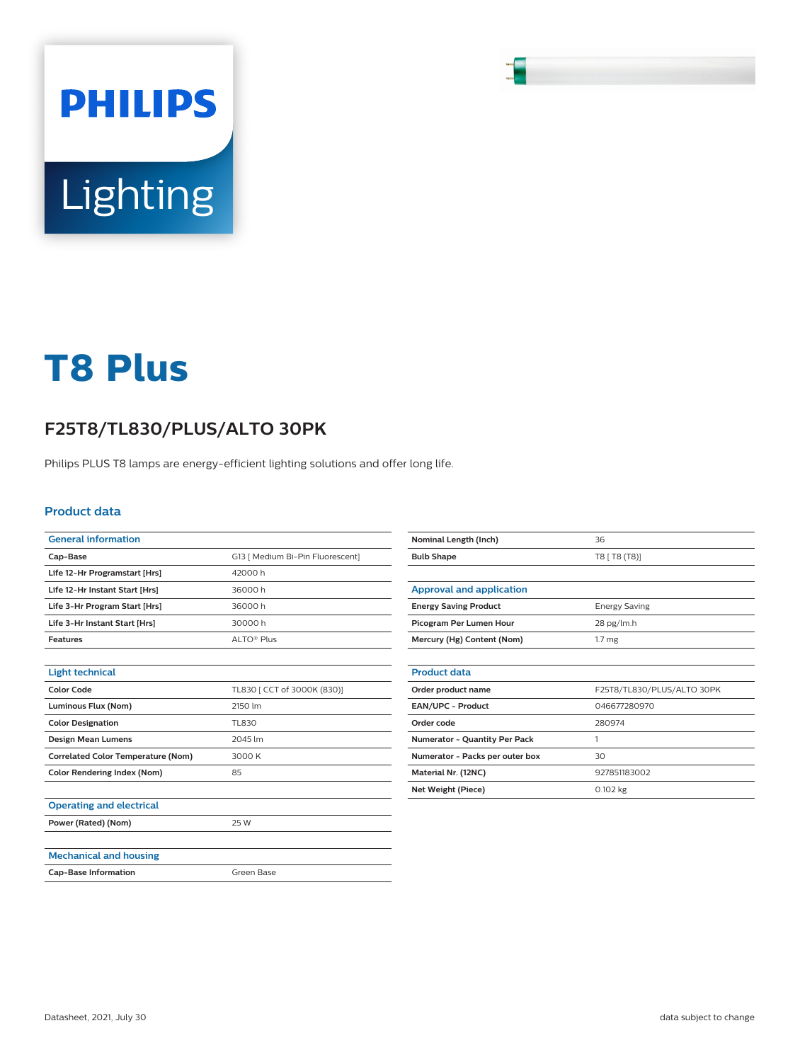# T8 Plus

## F25T8/TL830/PLUS/ALTO 30PK

Philips PLUS T8 lamps are energy-efficient lighting solutions and offer long life.

### Product data

| General information | |
|---|---|
| Cap-Base | G13 [ Medium Bi-Pin Fluorescent] |
| Life 12-Hr Programstart [Hrs] | 42000 h |
| Life 12-Hr Instant Start [Hrs] | 36000 h |
| Life 3-Hr Program Start [Hrs] | 36000 h |
| Life 3-Hr Instant Start [Hrs] | 30000 h |
| Features | ALTO® Plus |

| Light technical | |
|---|---|
| Color Code | TL830 [ CCT of 3000K (830)] |
| Luminous Flux (Nom) | 2150 lm |
| Color Designation | TL830 |
| Design Mean Lumens | 2045 lm |
| Correlated Color Temperature (Nom) | 3000 K |
| Color Rendering Index (Nom) | 85 |

| Operating and electrical | |
|---|---|
| Power (Rated) (Nom) | 25 W |

| Mechanical and housing | |
|---|---|
| Cap-Base Information | Green Base |
| Nominal Length (Inch) | 36 |
| Bulb Shape | T8 [ T8 (T8)] |

| Approval and application | |
|---|---|
| Energy Saving Product | Energy Saving |
| Picogram Per Lumen Hour | 28 pg/lm.h |
| Mercury (Hg) Content (Nom) | 1.7 mg |

| Product data | |
|---|---|
| Order product name | F25T8/TL830/PLUS/ALTO 30PK |
| EAN/UPC - Product | 046677280970 |
| Order code | 280974 |
| Numerator - Quantity Per Pack | 1 |
| Numerator - Packs per outer box | 30 |
| Material Nr. (12NC) | 927851183002 |
| Net Weight (Piece) | 0.102 kg |

Datasheet, 2021, July 30

data subject to change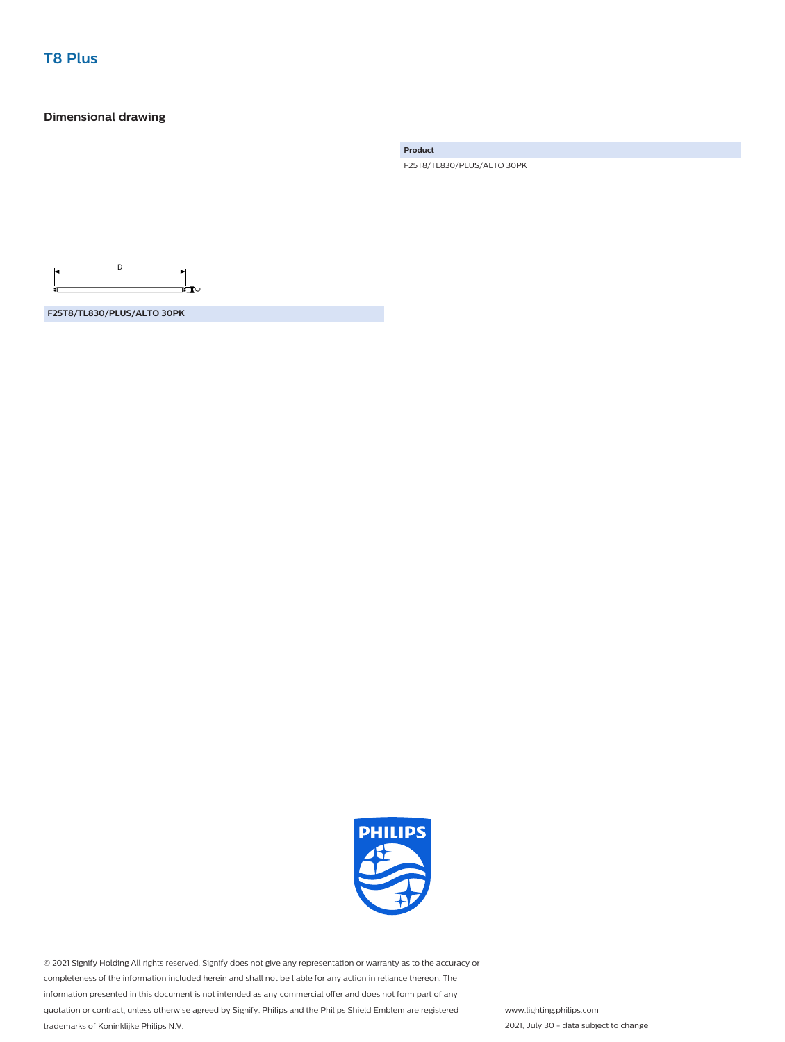# T8 Plus

## Dimensional drawing

| Product |
| --- |
| F25T8/TL830/PLUS/ALTO 30PK |

D

C

**F25T8/TL830/PLUS/ALTO 30PK**

© 2021 Signify Holding All rights reserved. Signify does not give any representation or warranty as to the accuracy or completeness of the information included herein and shall not be liable for any action in reliance thereon. The information presented in this document is not intended as any commercial offer and does not form part of any quotation or contract, unless otherwise agreed by Signify. Philips and the Philips Shield Emblem are registered trademarks of Koninklijke Philips N.V.

www.lighting.philips.com

2021, July 30 - data subject to change